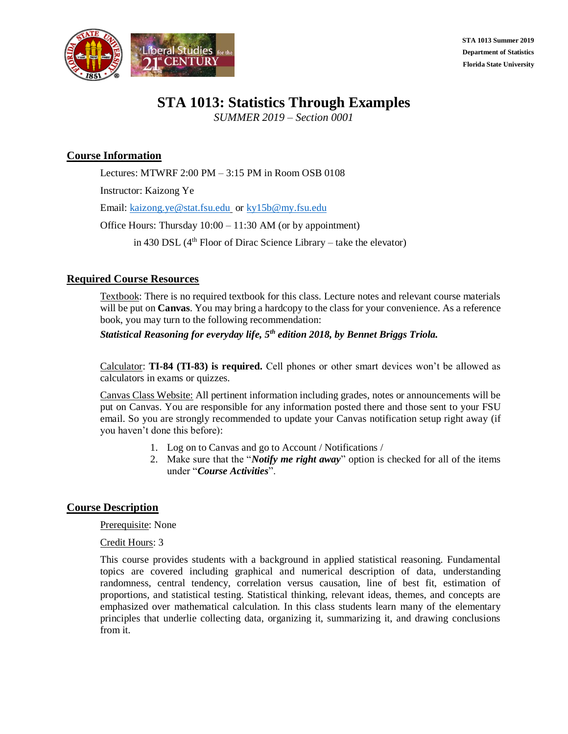STA 1013 Summer 2019
Department of Statistics
Florida State University

# STA 1013: Statistics Through Examples

*SUMMER 2019 – Section 0001*

## Course Information

Lectures: MTWRF 2:00 PM – 3:15 PM in Room OSB 0108

Instructor: Kaizong Ye

Email: kaizong.ye@stat.fsu.edu or ky15b@my.fsu.edu

Office Hours: Thursday 10:00 – 11:30 AM (or by appointment)

in 430 DSL (4th Floor of Dirac Science Library – take the elevator)

## Required Course Resources

Textbook: There is no required textbook for this class. Lecture notes and relevant course materials will be put on **Canvas**. You may bring a hardcopy to the class for your convenience. As a reference book, you may turn to the following recommendation:

***Statistical Reasoning for everyday life, 5th edition 2018, by Bennet Briggs Triola.***

Calculator: **TI-84 (TI-83) is required.** Cell phones or other smart devices won't be allowed as calculators in exams or quizzes.

Canvas Class Website: All pertinent information including grades, notes or announcements will be put on Canvas. You are responsible for any information posted there and those sent to your FSU email. So you are strongly recommended to update your Canvas notification setup right away (if you haven't done this before):

1. Log on to Canvas and go to Account / Notifications /
2. Make sure that the "***Notify me right away***" option is checked for all of the items under "***Course Activities***".

## Course Description

Prerequisite: None

Credit Hours: 3

This course provides students with a background in applied statistical reasoning. Fundamental topics are covered including graphical and numerical description of data, understanding randomness, central tendency, correlation versus causation, line of best fit, estimation of proportions, and statistical testing. Statistical thinking, relevant ideas, themes, and concepts are emphasized over mathematical calculation. In this class students learn many of the elementary principles that underlie collecting data, organizing it, summarizing it, and drawing conclusions from it.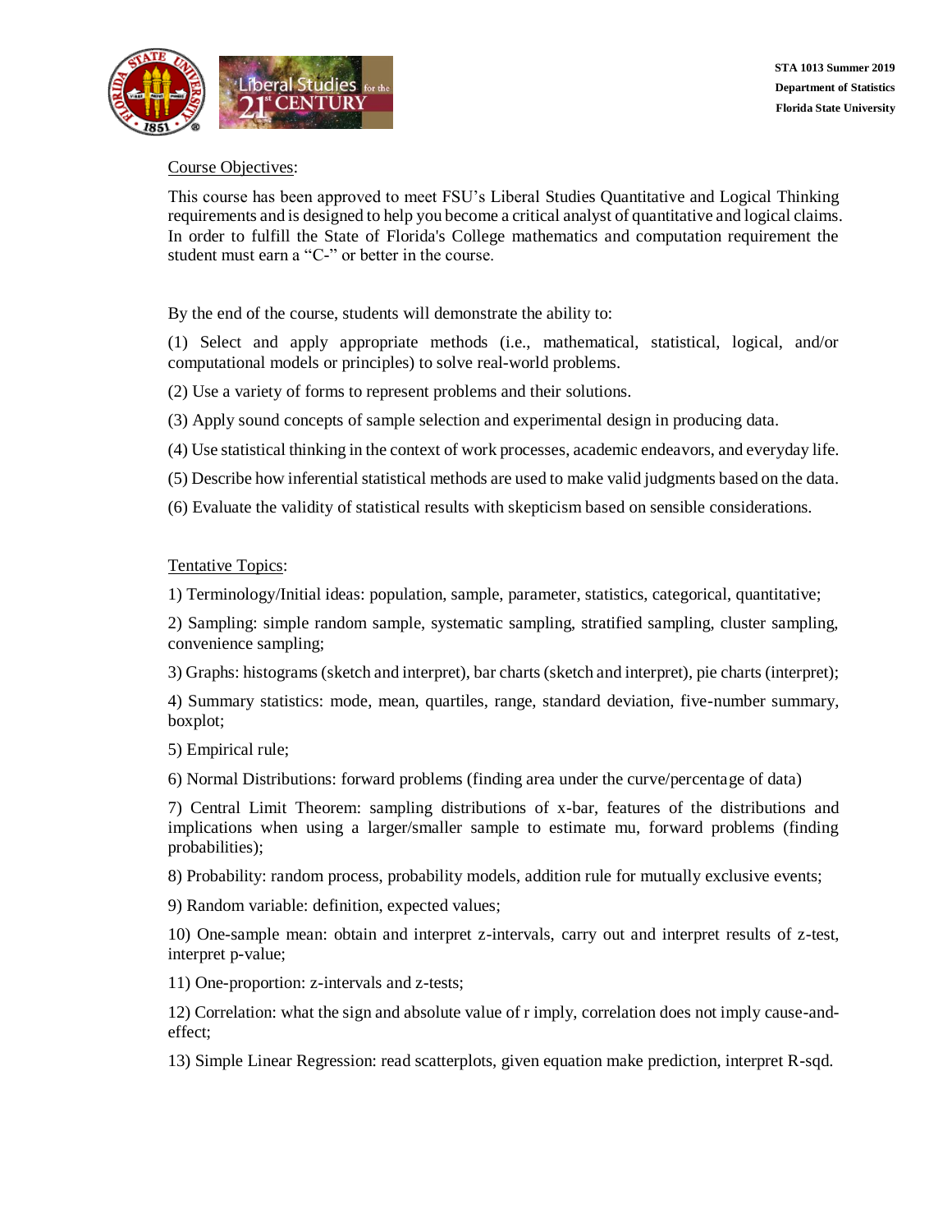Course Objectives:

This course has been approved to meet FSU's Liberal Studies Quantitative and Logical Thinking requirements and is designed to help you become a critical analyst of quantitative and logical claims. In order to fulfill the State of Florida's College mathematics and computation requirement the student must earn a "C-" or better in the course.

By the end of the course, students will demonstrate the ability to:

(1) Select and apply appropriate methods (i.e., mathematical, statistical, logical, and/or computational models or principles) to solve real-world problems.

(2) Use a variety of forms to represent problems and their solutions.

(3) Apply sound concepts of sample selection and experimental design in producing data.

(4) Use statistical thinking in the context of work processes, academic endeavors, and everyday life.

(5) Describe how inferential statistical methods are used to make valid judgments based on the data.

(6) Evaluate the validity of statistical results with skepticism based on sensible considerations.

Tentative Topics:

1) Terminology/Initial ideas: population, sample, parameter, statistics, categorical, quantitative;

2) Sampling: simple random sample, systematic sampling, stratified sampling, cluster sampling, convenience sampling;

3) Graphs: histograms (sketch and interpret), bar charts (sketch and interpret), pie charts (interpret);

4) Summary statistics: mode, mean, quartiles, range, standard deviation, five-number summary, boxplot;

5) Empirical rule;

6) Normal Distributions: forward problems (finding area under the curve/percentage of data)

7) Central Limit Theorem: sampling distributions of x-bar, features of the distributions and implications when using a larger/smaller sample to estimate mu, forward problems (finding probabilities);

8) Probability: random process, probability models, addition rule for mutually exclusive events;

9) Random variable: definition, expected values;

10) One-sample mean: obtain and interpret z-intervals, carry out and interpret results of z-test, interpret p-value;

11) One-proportion: z-intervals and z-tests;

12) Correlation: what the sign and absolute value of r imply, correlation does not imply cause-and-effect;

13) Simple Linear Regression: read scatterplots, given equation make prediction, interpret R-sqd.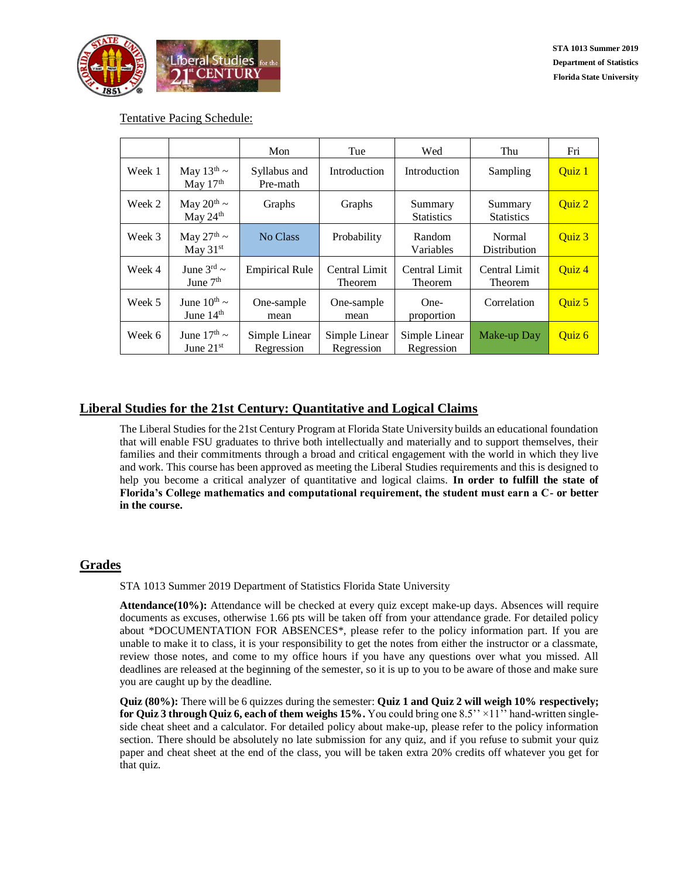Tentative Pacing Schedule:

| | | Mon | Tue | Wed | Thu | Fri |
|---|---|---|---|---|---|---|
| Week 1 | May 13th ~ May 17th | Syllabus and Pre-math | Introduction | Introduction | Sampling | Quiz 1 |
| Week 2 | May 20th ~ May 24th | Graphs | Graphs | Summary Statistics | Summary Statistics | Quiz 2 |
| Week 3 | May 27th ~ May 31st | No Class | Probability | Random Variables | Normal Distribution | Quiz 3 |
| Week 4 | June 3rd ~ June 7th | Empirical Rule | Central Limit Theorem | Central Limit Theorem | Central Limit Theorem | Quiz 4 |
| Week 5 | June 10th ~ June 14th | One-sample mean | One-sample mean | One-proportion | Correlation | Quiz 5 |
| Week 6 | June 17th ~ June 21st | Simple Linear Regression | Simple Linear Regression | Simple Linear Regression | Make-up Day | Quiz 6 |

## Liberal Studies for the 21st Century: Quantitative and Logical Claims

The Liberal Studies for the 21st Century Program at Florida State University builds an educational foundation that will enable FSU graduates to thrive both intellectually and materially and to support themselves, their families and their commitments through a broad and critical engagement with the world in which they live and work. This course has been approved as meeting the Liberal Studies requirements and this is designed to help you become a critical analyzer of quantitative and logical claims. **In order to fulfill the state of Florida's College mathematics and computational requirement, the student must earn a C- or better in the course.**

## Grades

STA 1013 Summer 2019 Department of Statistics Florida State University

**Attendance(10%):** Attendance will be checked at every quiz except make-up days. Absences will require documents as excuses, otherwise 1.66 pts will be taken off from your attendance grade. For detailed policy about *DOCUMENTATION FOR ABSENCES*, please refer to the policy information part. If you are unable to make it to class, it is your responsibility to get the notes from either the instructor or a classmate, review those notes, and come to my office hours if you have any questions over what you missed. All deadlines are released at the beginning of the semester, so it is up to you to be aware of those and make sure you are caught up by the deadline.

**Quiz (80%):** There will be 6 quizzes during the semester: **Quiz 1 and Quiz 2 will weigh 10% respectively; for Quiz 3 through Quiz 6, each of them weighs 15%.** You could bring one 8.5'' ×11'' hand-written single-side cheat sheet and a calculator. For detailed policy about make-up, please refer to the policy information section. There should be absolutely no late submission for any quiz, and if you refuse to submit your quiz paper and cheat sheet at the end of the class, you will be taken extra 20% credits off whatever you get for that quiz.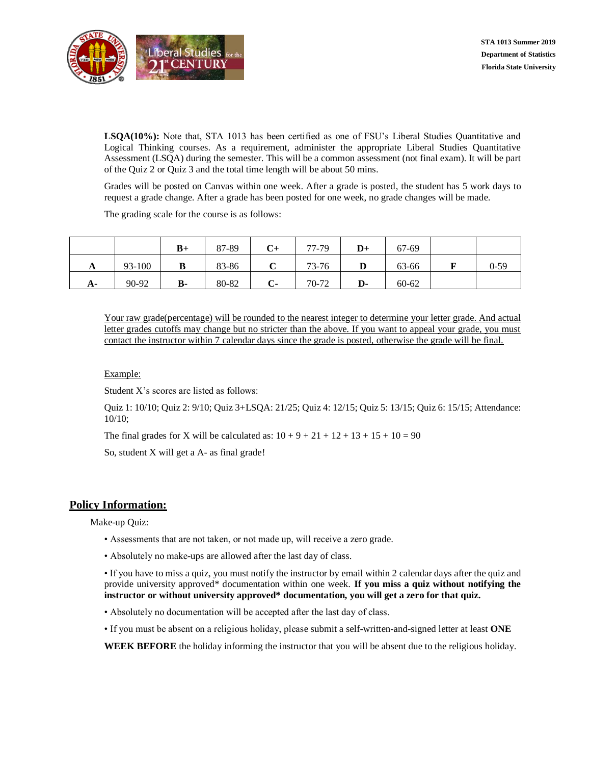**LSQA(10%):** Note that, STA 1013 has been certified as one of FSU's Liberal Studies Quantitative and Logical Thinking courses. As a requirement, administer the appropriate Liberal Studies Quantitative Assessment (LSQA) during the semester. This will be a common assessment (not final exam). It will be part of the Quiz 2 or Quiz 3 and the total time length will be about 50 mins.

Grades will be posted on Canvas within one week. After a grade is posted, the student has 5 work days to request a grade change. After a grade has been posted for one week, no grade changes will be made.

The grading scale for the course is as follows:

| | | | | | | | | | |
|---|---|---|---|---|---|---|---|---|---|
| | | **B+** | 87-89 | **C+** | 77-79 | **D+** | 67-69 | | |
| **A** | 93-100 | **B** | 83-86 | **C** | 73-76 | **D** | 63-66 | **F** | 0-59 |
| **A-** | 90-92 | **B-** | 80-82 | **C-** | 70-72 | **D-** | 60-62 | | |

Your raw grade(percentage) will be rounded to the nearest integer to determine your letter grade. And actual letter grades cutoffs may change but no stricter than the above. If you want to appeal your grade, you must contact the instructor within 7 calendar days since the grade is posted, otherwise the grade will be final.

Example:

Student X's scores are listed as follows:

Quiz 1: 10/10; Quiz 2: 9/10; Quiz 3+LSQA: 21/25; Quiz 4: 12/15; Quiz 5: 13/15; Quiz 6: 15/15; Attendance: 10/10;

The final grades for X will be calculated as: 10 + 9 + 21 + 12 + 13 + 15 + 10 = 90

So, student X will get a A- as final grade!

## Policy Information:

Make-up Quiz:

- Assessments that are not taken, or not made up, will receive a zero grade.
- Absolutely no make-ups are allowed after the last day of class.
- If you have to miss a quiz, you must notify the instructor by email within 2 calendar days after the quiz and provide university approved* documentation within one week. **If you miss a quiz without notifying the instructor or without university approved* documentation, you will get a zero for that quiz.**
- Absolutely no documentation will be accepted after the last day of class.
- If you must be absent on a religious holiday, please submit a self-written-and-signed letter at least **ONE WEEK BEFORE** the holiday informing the instructor that you will be absent due to the religious holiday.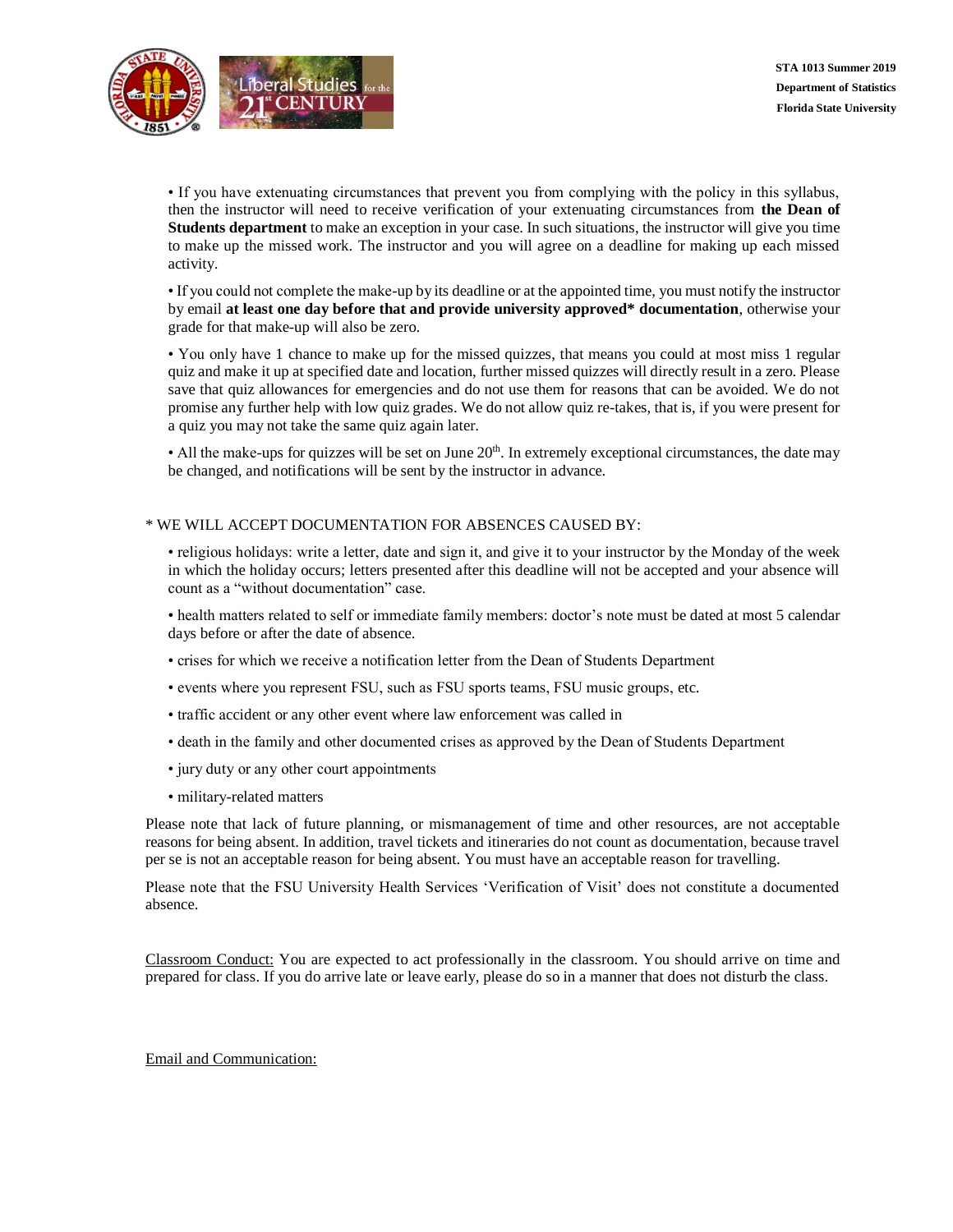- If you have extenuating circumstances that prevent you from complying with the policy in this syllabus, then the instructor will need to receive verification of your extenuating circumstances from **the Dean of Students department** to make an exception in your case. In such situations, the instructor will give you time to make up the missed work. The instructor and you will agree on a deadline for making up each missed activity.

- If you could not complete the make-up by its deadline or at the appointed time, you must notify the instructor by email **at least one day before that and provide university approved* documentation**, otherwise your grade for that make-up will also be zero.

- You only have 1 chance to make up for the missed quizzes, that means you could at most miss 1 regular quiz and make it up at specified date and location, further missed quizzes will directly result in a zero. Please save that quiz allowances for emergencies and do not use them for reasons that can be avoided. We do not promise any further help with low quiz grades. We do not allow quiz re-takes, that is, if you were present for a quiz you may not take the same quiz again later.

- All the make-ups for quizzes will be set on June 20th. In extremely exceptional circumstances, the date may be changed, and notifications will be sent by the instructor in advance.

\* WE WILL ACCEPT DOCUMENTATION FOR ABSENCES CAUSED BY:

- religious holidays: write a letter, date and sign it, and give it to your instructor by the Monday of the week in which the holiday occurs; letters presented after this deadline will not be accepted and your absence will count as a "without documentation" case.
- health matters related to self or immediate family members: doctor's note must be dated at most 5 calendar days before or after the date of absence.
- crises for which we receive a notification letter from the Dean of Students Department
- events where you represent FSU, such as FSU sports teams, FSU music groups, etc.
- traffic accident or any other event where law enforcement was called in
- death in the family and other documented crises as approved by the Dean of Students Department
- jury duty or any other court appointments
- military-related matters

Please note that lack of future planning, or mismanagement of time and other resources, are not acceptable reasons for being absent. In addition, travel tickets and itineraries do not count as documentation, because travel per se is not an acceptable reason for being absent. You must have an acceptable reason for travelling.

Please note that the FSU University Health Services 'Verification of Visit' does not constitute a documented absence.

<u>Classroom Conduct:</u> You are expected to act professionally in the classroom. You should arrive on time and prepared for class. If you do arrive late or leave early, please do so in a manner that does not disturb the class.

<u>Email and Communication:</u>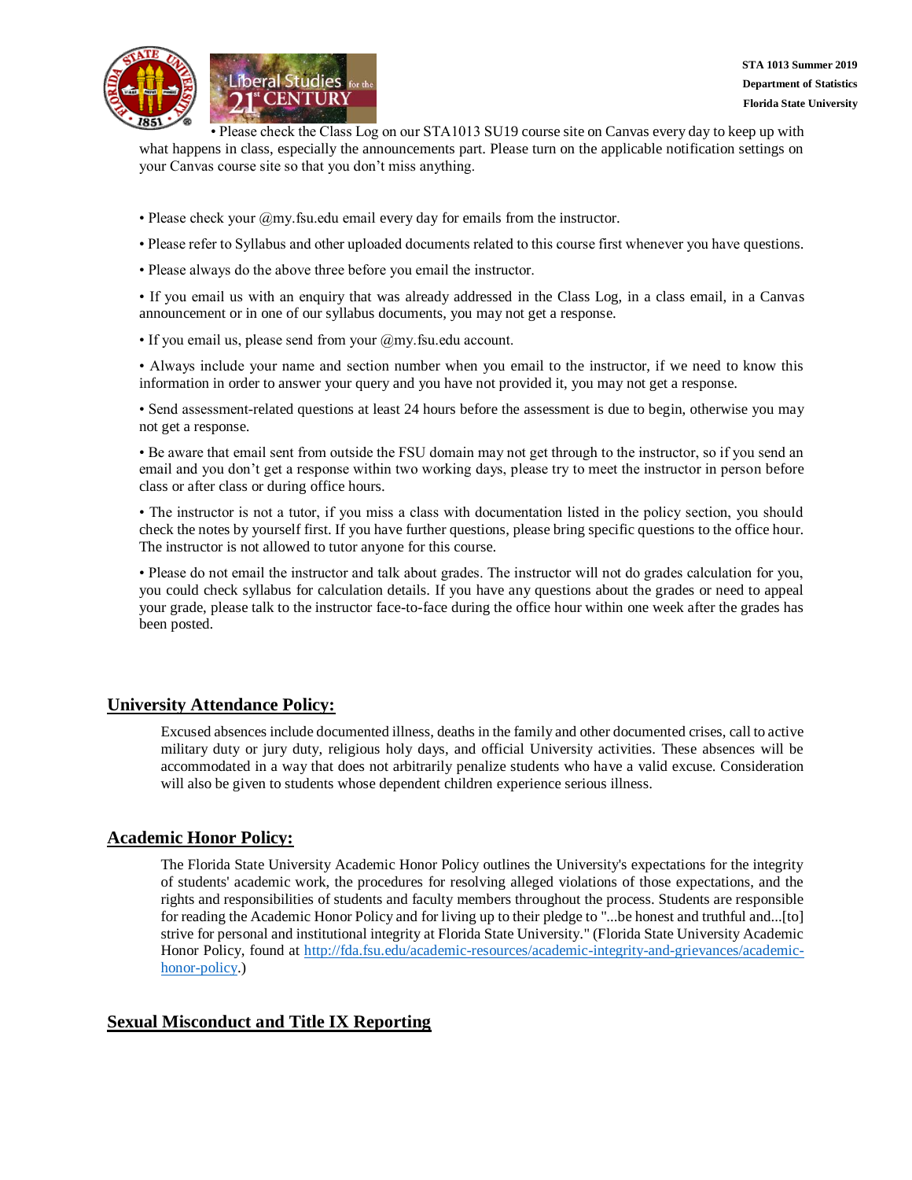- Please check the Class Log on our STA1013 SU19 course site on Canvas every day to keep up with what happens in class, especially the announcements part. Please turn on the applicable notification settings on your Canvas course site so that you don't miss anything.

- Please check your @my.fsu.edu email every day for emails from the instructor.
- Please refer to Syllabus and other uploaded documents related to this course first whenever you have questions.
- Please always do the above three before you email the instructor.
- If you email us with an enquiry that was already addressed in the Class Log, in a class email, in a Canvas announcement or in one of our syllabus documents, you may not get a response.
- If you email us, please send from your @my.fsu.edu account.
- Always include your name and section number when you email to the instructor, if we need to know this information in order to answer your query and you have not provided it, you may not get a response.
- Send assessment-related questions at least 24 hours before the assessment is due to begin, otherwise you may not get a response.
- Be aware that email sent from outside the FSU domain may not get through to the instructor, so if you send an email and you don't get a response within two working days, please try to meet the instructor in person before class or after class or during office hours.
- The instructor is not a tutor, if you miss a class with documentation listed in the policy section, you should check the notes by yourself first. If you have further questions, please bring specific questions to the office hour. The instructor is not allowed to tutor anyone for this course.
- Please do not email the instructor and talk about grades. The instructor will not do grades calculation for you, you could check syllabus for calculation details. If you have any questions about the grades or need to appeal your grade, please talk to the instructor face-to-face during the office hour within one week after the grades has been posted.

## University Attendance Policy:

Excused absences include documented illness, deaths in the family and other documented crises, call to active military duty or jury duty, religious holy days, and official University activities. These absences will be accommodated in a way that does not arbitrarily penalize students who have a valid excuse. Consideration will also be given to students whose dependent children experience serious illness.

## Academic Honor Policy:

The Florida State University Academic Honor Policy outlines the University's expectations for the integrity of students' academic work, the procedures for resolving alleged violations of those expectations, and the rights and responsibilities of students and faculty members throughout the process. Students are responsible for reading the Academic Honor Policy and for living up to their pledge to "...be honest and truthful and...[to] strive for personal and institutional integrity at Florida State University." (Florida State University Academic Honor Policy, found at http://fda.fsu.edu/academic-resources/academic-integrity-and-grievances/academic-honor-policy.)

## Sexual Misconduct and Title IX Reporting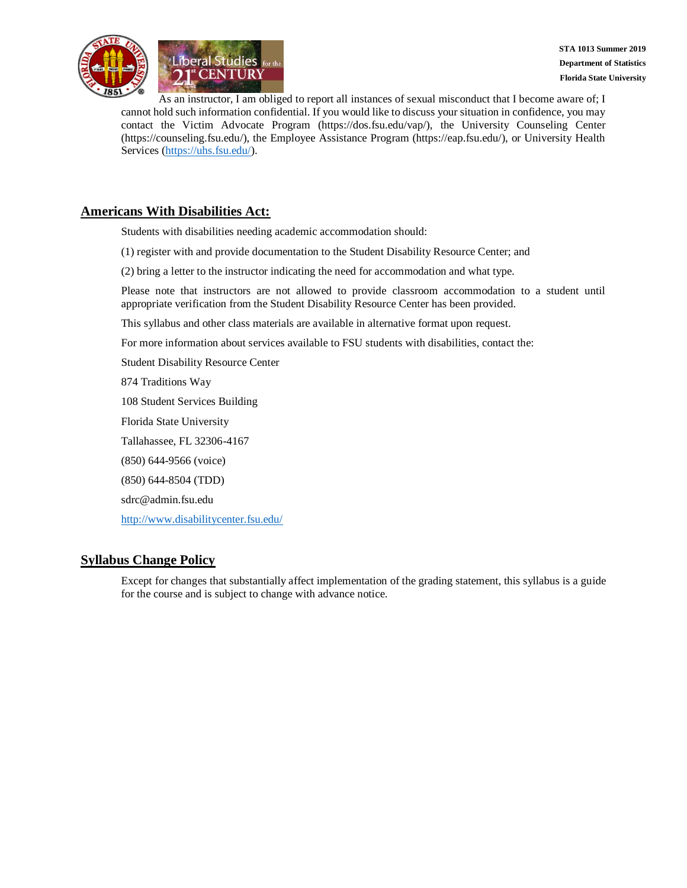As an instructor, I am obliged to report all instances of sexual misconduct that I become aware of; I cannot hold such information confidential. If you would like to discuss your situation in confidence, you may contact the Victim Advocate Program (https://dos.fsu.edu/vap/), the University Counseling Center (https://counseling.fsu.edu/), the Employee Assistance Program (https://eap.fsu.edu/), or University Health Services (https://uhs.fsu.edu/).

## Americans With Disabilities Act:

Students with disabilities needing academic accommodation should:

(1) register with and provide documentation to the Student Disability Resource Center; and

(2) bring a letter to the instructor indicating the need for accommodation and what type.

Please note that instructors are not allowed to provide classroom accommodation to a student until appropriate verification from the Student Disability Resource Center has been provided.

This syllabus and other class materials are available in alternative format upon request.

For more information about services available to FSU students with disabilities, contact the:

Student Disability Resource Center

874 Traditions Way

108 Student Services Building

Florida State University

Tallahassee, FL 32306-4167

(850) 644-9566 (voice)

(850) 644-8504 (TDD)

sdrc@admin.fsu.edu

http://www.disabilitycenter.fsu.edu/

## Syllabus Change Policy

Except for changes that substantially affect implementation of the grading statement, this syllabus is a guide for the course and is subject to change with advance notice.